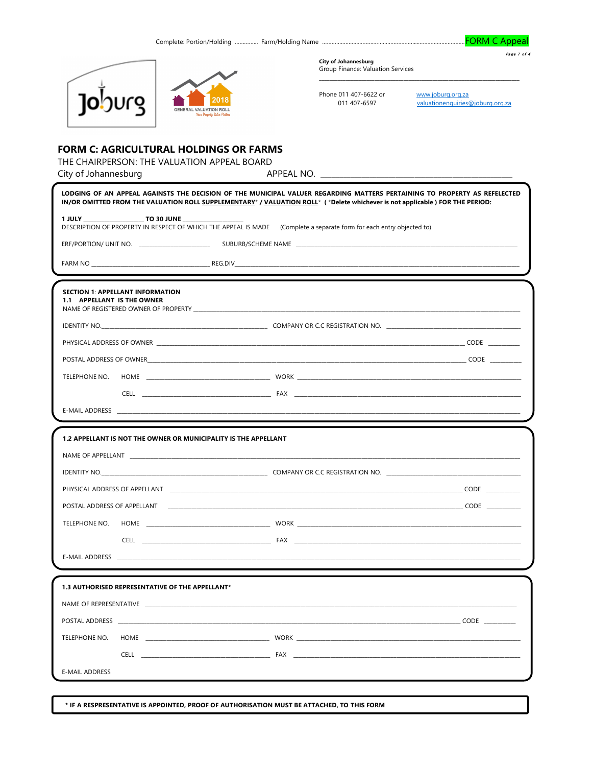Complete: Portion/Holding ............... Farm/Holding Name ...................................................................................................... FORM C Appeal

**City of Johannesburg**
Group Finance: Valuation Services

Phone 011 407-6622 or 011 407-6597

www.joburg.org.za
valuationenquiries@joburg.org.za

Joburg

2018 GENERAL VALUATION ROLL
Your Property Value Matters

# FORM C: AGRICULTURAL HOLDINGS OR FARMS

THE CHAIRPERSON: THE VALUATION APPEAL BOARD

City of Johannesburg APPEAL NO. ____________________________________________

**LODGING OF AN APPEAL AGAINSTS THE DECISION OF THE MUNICIPAL VALUER REGARDING MATTERS PERTAINING TO PROPERTY AS REFELECTED IN/OR OMITTED FROM THE VALUATION ROLL SUPPLEMENTARY* / VALUATION ROLL* ( *Delete whichever is not applicable ) FOR THE PERIOD:**

**1 JULY** __________________ **TO 30 JUNE** __________________

DESCRIPTION OF PROPERTY IN RESPECT OF WHICH THE APPEAL IS MADE (Complete a separate form for each entry objected to)

ERF/PORTION/ UNIT NO. ____________________ SUBURB/SCHEME NAME ____________________________________________

FARM NO ______________________________ REG.DIV____________________________________________

**SECTION 1: APPELLANT INFORMATION**

**1.1 APPELLANT IS THE OWNER**

NAME OF REGISTERED OWNER OF PROPERTY ____________________________________________

IDENTITY NO.______________________________ COMPANY OR C.C REGISTRATION NO. ______________________________

PHYSICAL ADDRESS OF OWNER ____________________________________________ CODE ________

POSTAL ADDRESS OF OWNER____________________________________________ CODE ________

TELEPHONE NO. HOME ______________________________ WORK ______________________________

CELL ______________________________ FAX ______________________________

E-MAIL ADDRESS ____________________________________________

**1.2 APPELLANT IS NOT THE OWNER OR MUNICIPALITY IS THE APPELLANT**

NAME OF APPELLANT ____________________________________________

IDENTITY NO.______________________________ COMPANY OR C.C REGISTRATION NO. ______________________________

PHYSICAL ADDRESS OF APPELLANT ____________________________________________ CODE ________

POSTAL ADDRESS OF APPELLANT ____________________________________________ CODE ________

TELEPHONE NO. HOME ______________________________ WORK ______________________________

CELL ______________________________ FAX ______________________________

E-MAIL ADDRESS ____________________________________________

**1.3 AUTHORISED REPRESENTATIVE OF THE APPELLANT***

NAME OF REPRESENTATIVE ____________________________________________

POSTAL ADDRESS ____________________________________________ CODE ________

TELEPHONE NO. HOME ______________________________ WORK ______________________________

CELL ______________________________ FAX ______________________________

E-MAIL ADDRESS

**\* IF A RESPRESENTATIVE IS APPOINTED, PROOF OF AUTHORISATION MUST BE ATTACHED, TO THIS FORM**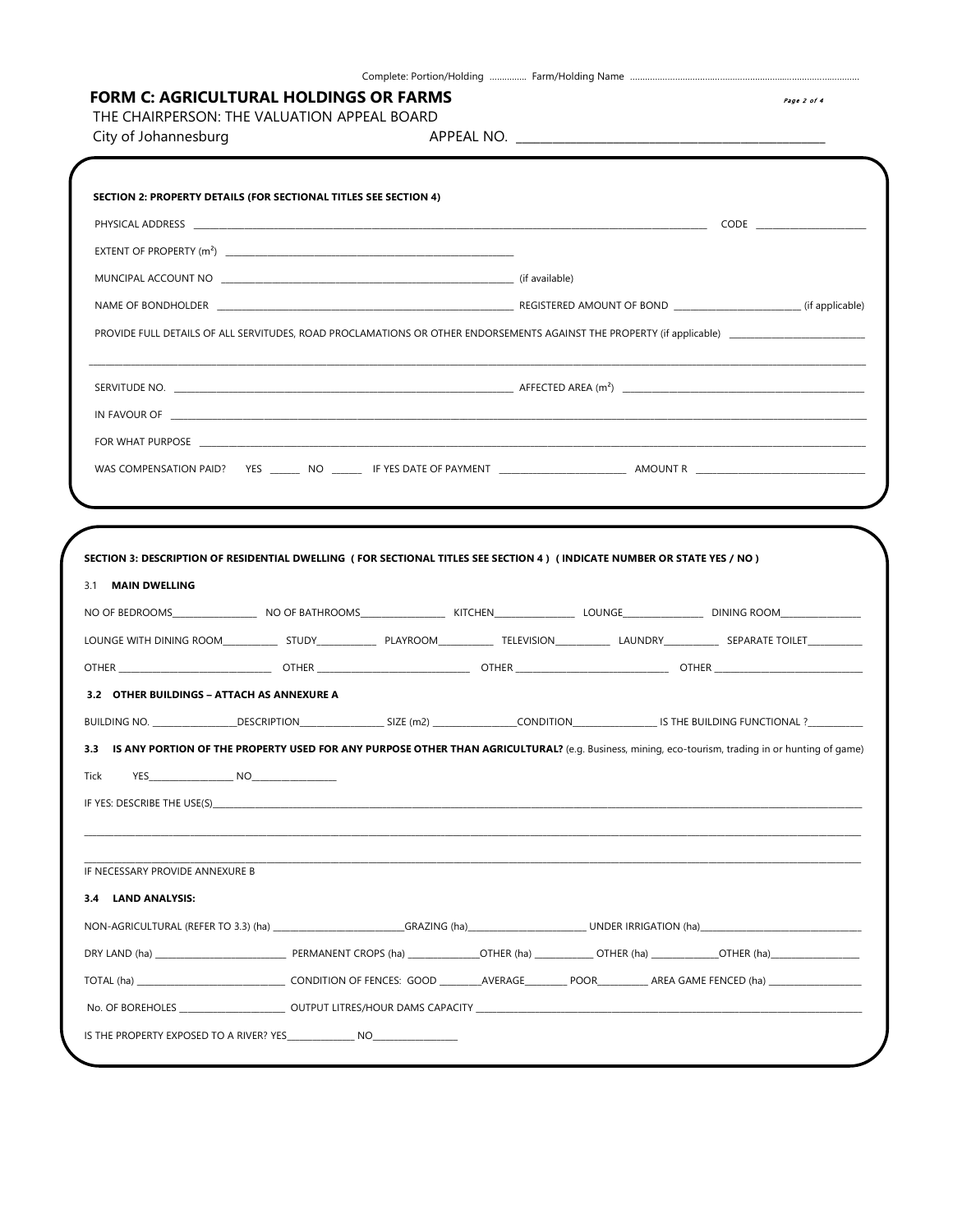Complete: Portion/Holding ............... Farm/Holding Name ...........................................................................................

## FORM C: AGRICULTURAL HOLDINGS OR FARMS

THE CHAIRPERSON: THE VALUATION APPEAL BOARD

City of Johannesburg APPEAL NO. ____________________________________________

**SECTION 2: PROPERTY DETAILS (FOR SECTIONAL TITLES SEE SECTION 4)**

PHYSICAL ADDRESS ______________________________________________ CODE ______________

EXTENT OF PROPERTY ($m^2$) ______________________________________________

MUNCIPAL ACCOUNT NO ______________________________________________ (if available)

NAME OF BONDHOLDER ______________________________ REGISTERED AMOUNT OF BOND ______________ (if applicable)

PROVIDE FULL DETAILS OF ALL SERVITUDES, ROAD PROCLAMATIONS OR OTHER ENDORSEMENTS AGAINST THE PROPERTY (if applicable) ______________

______________________________________________________________________________

SERVITUDE NO. ______________________________ AFFECTED AREA ($m^2$) ______________________________

IN FAVOUR OF ______________________________________________________________________________

FOR WHAT PURPOSE ______________________________________________________________________________

WAS COMPENSATION PAID? YES ______ NO ______ IF YES DATE OF PAYMENT ______________ AMOUNT R ______________

**SECTION 3: DESCRIPTION OF RESIDENTIAL DWELLING ( FOR SECTIONAL TITLES SEE SECTION 4 ) ( INDICATE NUMBER OR STATE YES / NO )**

3.1 **MAIN DWELLING**

NO OF BEDROOMS__________ NO OF BATHROOMS__________ KITCHEN__________ LOUNGE__________ DINING ROOM__________

LOUNGE WITH DINING ROOM__________ STUDY__________ PLAYROOM__________ TELEVISION__________ LAUNDRY__________ SEPARATE TOILET__________

OTHER ______________ OTHER ______________ OTHER ______________ OTHER ______________

**3.2 OTHER BUILDINGS – ATTACH AS ANNEXURE A**

BUILDING NO. __________DESCRIPTION__________ SIZE (m2) __________CONDITION__________ IS THE BUILDING FUNCTIONAL ?__________

**3.3 IS ANY PORTION OF THE PROPERTY USED FOR ANY PURPOSE OTHER THAN AGRICULTURAL?** (e.g. Business, mining, eco-tourism, trading in or hunting of game)

Tick YES__________ NO__________

IF YES: DESCRIBE THE USE(S)______________________________________________________________________________

______________________________________________________________________________

______________________________________________________________________________

IF NECESSARY PROVIDE ANNEXURE B

**3.4 LAND ANALYSIS:**

NON-AGRICULTURAL (REFER TO 3.3) (ha) ______________GRAZING (ha)______________ UNDER IRRIGATION (ha)______________

DRY LAND (ha) ______________ PERMANENT CROPS (ha) __________OTHER (ha) __________ OTHER (ha) __________OTHER (ha)__________

TOTAL (ha) ______________ CONDITION OF FENCES: GOOD ________AVERAGE________ POOR________ AREA GAME FENCED (ha) ______________

No. OF BOREHOLES ______________ OUTPUT LITRES/HOUR DAMS CAPACITY ______________________________

IS THE PROPERTY EXPOSED TO A RIVER? YES__________ NO__________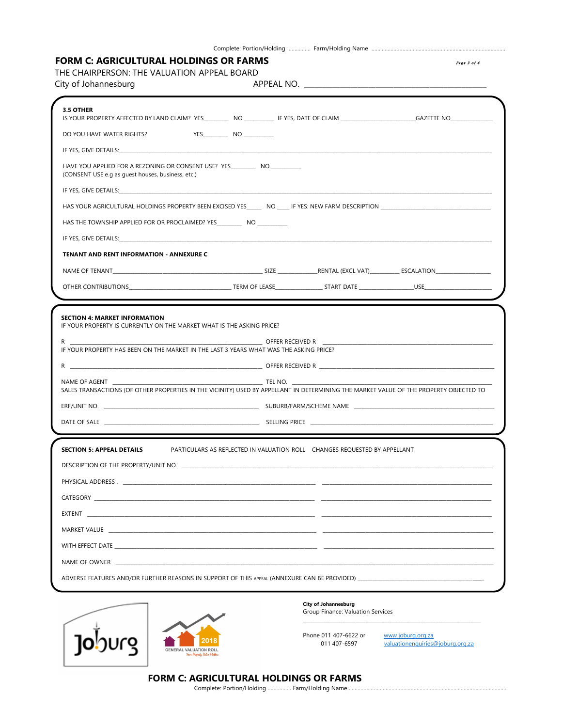Complete: Portion/Holding .............. Farm/Holding Name ..........................................................................................

# FORM C: AGRICULTURAL HOLDINGS OR FARMS

THE CHAIRPERSON: THE VALUATION APPEAL BOARD

City of Johannesburg APPEAL NO. ____________________________________________

**3.5 OTHER**

IS YOUR PROPERTY AFFECTED BY LAND CLAIM? YES________ NO _________ IF YES, DATE OF CLAIM _______________________GAZETTE NO______________

DO YOU HAVE WATER RIGHTS? YES________ NO _________

IF YES, GIVE DETAILS:_______________________________________________________________________________________________________________

HAVE YOU APPLIED FOR A REZONING OR CONSENT USE? YES________ NO _________
(CONSENT USE e.g as guest houses, business, etc.)

IF YES, GIVE DETAILS:_______________________________________________________________________________________________________________

HAS YOUR AGRICULTURAL HOLDINGS PROPERTY BEEN EXCISED YES_____ NO ____ IF YES: NEW FARM DESCRIPTION _____________________________________

HAS THE TOWNSHIP APPLIED FOR OR PROCLAIMED? YES________ NO _________

IF YES, GIVE DETAILS:_______________________________________________________________________________________________________________

**TENANT AND RENT INFORMATION - ANNEXURE C**

NAME OF TENANT_____________________________________________ SIZE ____________RENTAL (EXCL VAT)_________ ESCALATION_________________

OTHER CONTRIBUTIONS______________________________ TERM OF LEASE______________ START DATE ________________USE_____________________

**SECTION 4: MARKET INFORMATION**

IF YOUR PROPERTY IS CURRENTLY ON THE MARKET WHAT IS THE ASKING PRICE?

R ________________________________________________________ OFFER RECEIVED R _____________________________________________________

IF YOUR PROPERTY HAS BEEN ON THE MARKET IN THE LAST 3 YEARS WHAT WAS THE ASKING PRICE?

R ________________________________________________________ OFFER RECEIVED R _____________________________________________________

NAME OF AGENT ____________________________________________ TEL NO. _____________________________________________________________

SALES TRANSACTIONS (OF OTHER PROPERTIES IN THE VICINITY) USED BY APPELLANT IN DETERMINING THE MARKET VALUE OF THE PROPERTY OBJECTED TO

ERF/UNIT NO. ____________________________________________ SUBURB/FARM/SCHEME NAME _________________________________________

DATE OF SALE ____________________________________________ SELLING PRICE _____________________________________________________

**SECTION 5: APPEAL DETAILS** PARTICULARS AS REFLECTED IN VALUATION ROLL CHANGES REQUESTED BY APPELLANT

DESCRIPTION OF THE PROPERTY/UNIT NO. ______________________________________________________________________________________

PHYSICAL ADDRESS . ________________________________________________ ______________________________________________

CATEGORY _______________________________________________________ ______________________________________________

EXTENT __________________________________________________________ ______________________________________________

MARKET VALUE ___________________________________________________ ______________________________________________

WITH EFFECT DATE ________________________________________________ ______________________________________________

NAME OF OWNER ___________________________________________________________________________________________________

ADVERSE FEATURES AND/OR FURTHER REASONS IN SUPPORT OF THIS APPEAL (ANNEXURE CAN BE PROVIDED) ______________________________

Joburg

2018 GENERAL VALUATION ROLL
Your Property Value Matters

**City of Johannesburg**
Group Finance: Valuation Services

Phone 011 407-6622 or
011 407-6597

www.joburg.org.za
valuationenquiries@joburg.org.za

**FORM C: AGRICULTURAL HOLDINGS OR FARMS**

Complete: Portion/Holding ................ Farm/Holding Name...........................................................................................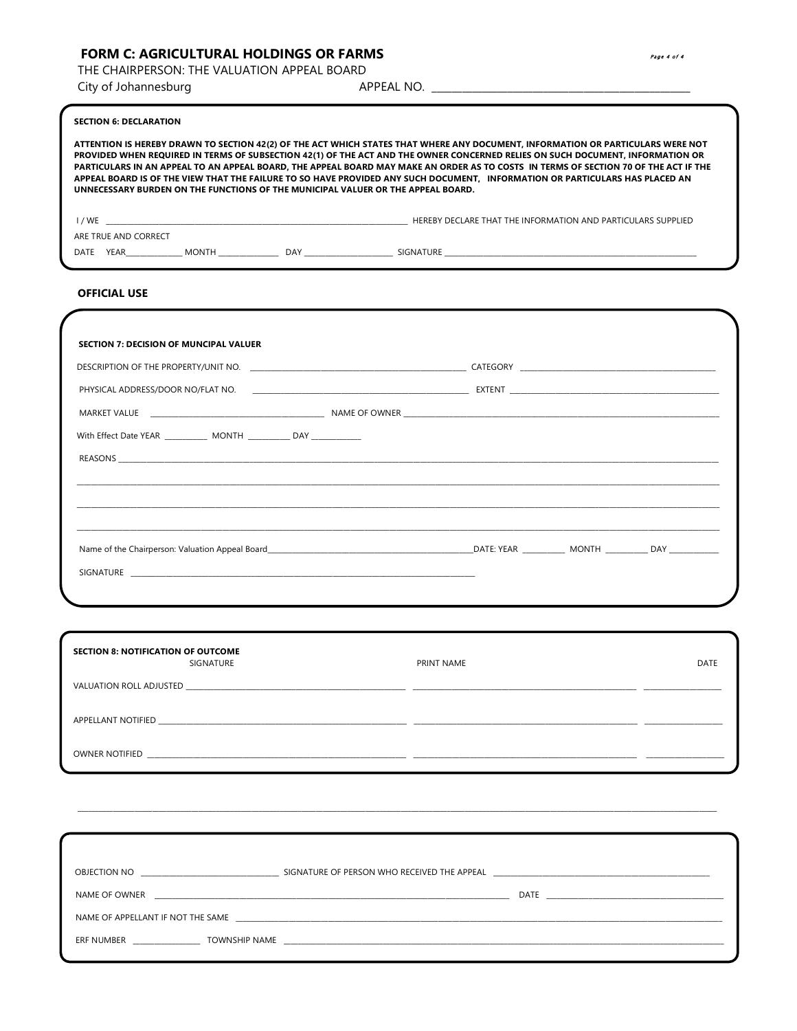# FORM C: AGRICULTURAL HOLDINGS OR FARMS

THE CHAIRPERSON: THE VALUATION APPEAL BOARD

City of Johannesburg APPEAL NO. ____________________________________________

**SECTION 6: DECLARATION**

**ATTENTION IS HEREBY DRAWN TO SECTION 42(2) OF THE ACT WHICH STATES THAT WHERE ANY DOCUMENT, INFORMATION OR PARTICULARS WERE NOT PROVIDED WHEN REQUIRED IN TERMS OF SUBSECTION 42(1) OF THE ACT AND THE OWNER CONCERNED RELIES ON SUCH DOCUMENT, INFORMATION OR PARTICULARS IN AN APPEAL TO AN APPEAL BOARD, THE APPEAL BOARD MAY MAKE AN ORDER AS TO COSTS IN TERMS OF SECTION 70 OF THE ACT IF THE APPEAL BOARD IS OF THE VIEW THAT THE FAILURE TO SO HAVE PROVIDED ANY SUCH DOCUMENT, INFORMATION OR PARTICULARS HAS PLACED AN UNNECESSARY BURDEN ON THE FUNCTIONS OF THE MUNICIPAL VALUER OR THE APPEAL BOARD.**

I / WE ____________________________________________ HEREBY DECLARE THAT THE INFORMATION AND PARTICULARS SUPPLIED ARE TRUE AND CORRECT

DATE YEAR____________ MONTH ____________ DAY ________________ SIGNATURE ________________________________________

**OFFICIAL USE**

**SECTION 7: DECISION OF MUNCIPAL VALUER**

DESCRIPTION OF THE PROPERTY/UNIT NO. ______________________________ CATEGORY ______________________________

PHYSICAL ADDRESS/DOOR NO/FLAT NO. ______________________________ EXTENT ______________________________

MARKET VALUE ________________________ NAME OF OWNER ______________________________________________

With Effect Date YEAR __________ MONTH __________ DAY ___________

REASONS ______________________________________________________________________________________

______________________________________________________________________________________

______________________________________________________________________________________

______________________________________________________________________________________

Name of the Chairperson: Valuation Appeal Board______________________________DATE: YEAR __________ MONTH __________ DAY ___________

SIGNATURE ______________________________________________

**SECTION 8: NOTIFICATION OF OUTCOME**

| | SIGNATURE | PRINT NAME | DATE |
|---|---|---|---|
| VALUATION ROLL ADJUSTED | | | |
| APPELLANT NOTIFIED | | | |
| OWNER NOTIFIED | | | |

---

OBJECTION NO ____________________ SIGNATURE OF PERSON WHO RECEIVED THE APPEAL ______________________________

NAME OF OWNER ______________________________________________ DATE ______________________________

NAME OF APPELLANT IF NOT THE SAME ______________________________________________________________

ERF NUMBER ______________ TOWNSHIP NAME ______________________________________________________